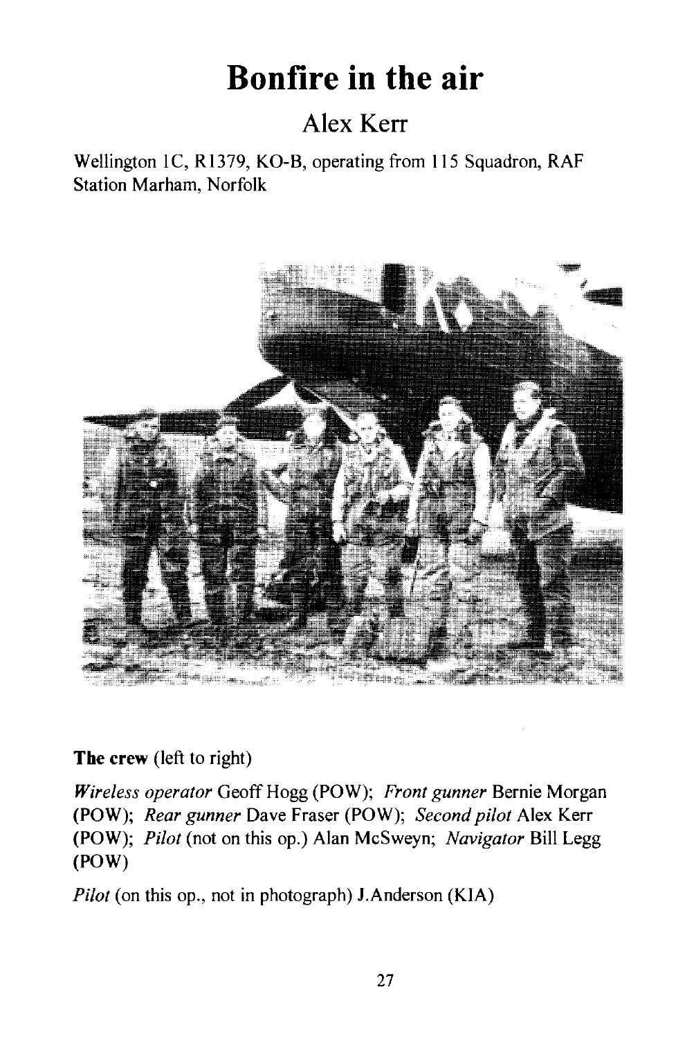# Bonfire in the air

## Alex Kerr

Wellington 1C, R1379, KO-B, operating from 115 Squadron, RAF Station Marham, Norfolk

**The crew** (left to right)

*Wireless operator* Geoff Hogg (POW); *Front gunner* Bernie Morgan (POW); *Rear gunner* Dave Fraser (POW); *Second pilot* Alex Kerr (POW); *Pilot* (not on this op.) Alan McSweyn; *Navigator* Bill Legg (POW)

*Pilot* (on this op., not in photograph) J.Anderson (KIA)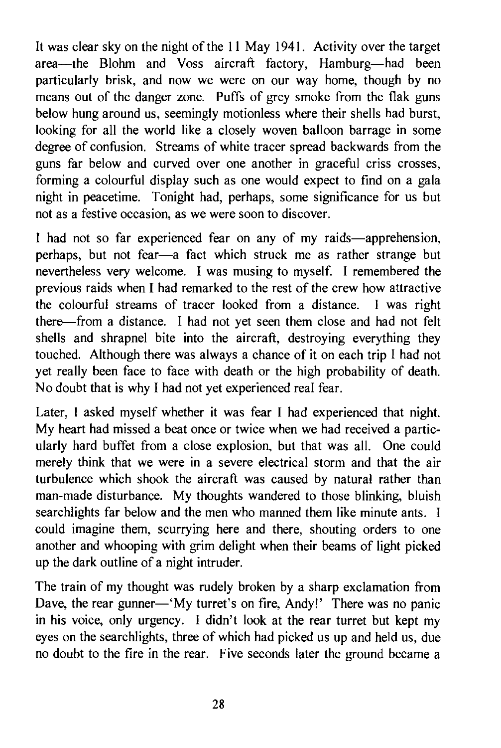It was clear sky on the night of the 11 May 1941. Activity over the target area—the Blohm and Voss aircraft factory, Hamburg—had been particularly brisk, and now we were on our way home, though by no means out of the danger zone. Puffs of grey smoke from the flak guns below hung around us, seemingly motionless where their shells had burst, looking for all the world like a closely woven balloon barrage in some degree of confusion. Streams of white tracer spread backwards from the guns far below and curved over one another in graceful criss crosses, forming a colourful display such as one would expect to find on a gala night in peacetime. Tonight had, perhaps, some significance for us but not as a festive occasion, as we were soon to discover.

I had not so far experienced fear on any of my raids—apprehension, perhaps, but not fear—a fact which struck me as rather strange but nevertheless very welcome. I was musing to myself. I remembered the previous raids when I had remarked to the rest of the crew how attractive the colourful streams of tracer looked from a distance. I was right there—from a distance. I had not yet seen them close and had not felt shells and shrapnel bite into the aircraft, destroying everything they touched. Although there was always a chance of it on each trip I had not yet really been face to face with death or the high probability of death. No doubt that is why I had not yet experienced real fear.

Later, I asked myself whether it was fear I had experienced that night. My heart had missed a beat once or twice when we had received a particularly hard buffet from a close explosion, but that was all. One could merely think that we were in a severe electrical storm and that the air turbulence which shook the aircraft was caused by natural rather than man-made disturbance. My thoughts wandered to those blinking, bluish searchlights far below and the men who manned them like minute ants. I could imagine them, scurrying here and there, shouting orders to one another and whooping with grim delight when their beams of light picked up the dark outline of a night intruder.

The train of my thought was rudely broken by a sharp exclamation from Dave, the rear gunner—'My turret's on fire, Andy!' There was no panic in his voice, only urgency. I didn't look at the rear turret but kept my eyes on the searchlights, three of which had picked us up and held us, due no doubt to the fire in the rear. Five seconds later the ground became a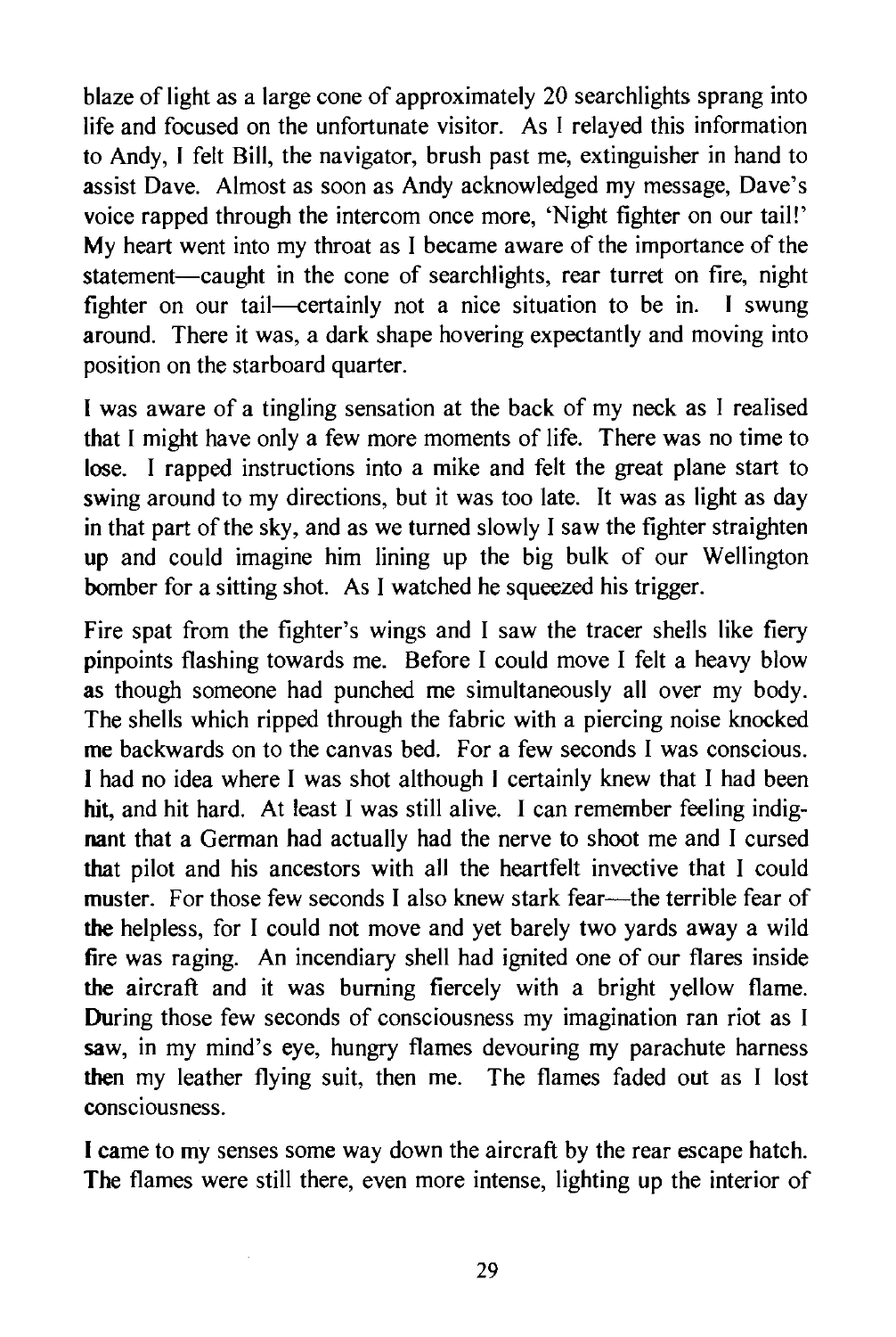blaze of light as a large cone of approximately 20 searchlights sprang into life and focused on the unfortunate visitor. As I relayed this information to Andy, I felt Bill, the navigator, brush past me, extinguisher in hand to assist Dave. Almost as soon as Andy acknowledged my message, Dave's voice rapped through the intercom once more, 'Night fighter on our tail!' My heart went into my throat as I became aware of the importance of the statement—caught in the cone of searchlights, rear turret on fire, night fighter on our tail—certainly not a nice situation to be in. I swung around. There it was, a dark shape hovering expectantly and moving into position on the starboard quarter.

I was aware of a tingling sensation at the back of my neck as I realised that I might have only a few more moments of life. There was no time to lose. I rapped instructions into a mike and felt the great plane start to swing around to my directions, but it was too late. It was as light as day in that part of the sky, and as we turned slowly I saw the fighter straighten up and could imagine him lining up the big bulk of our Wellington bomber for a sitting shot. As I watched he squeezed his trigger.

Fire spat from the fighter's wings and I saw the tracer shells like fiery pinpoints flashing towards me. Before I could move I felt a heavy blow as though someone had punched me simultaneously all over my body. The shells which ripped through the fabric with a piercing noise knocked me backwards on to the canvas bed. For a few seconds I was conscious. I had no idea where I was shot although I certainly knew that I had been hit, and hit hard. At least I was still alive. I can remember feeling indignant that a German had actually had the nerve to shoot me and I cursed that pilot and his ancestors with all the heartfelt invective that I could muster. For those few seconds I also knew stark fear—the terrible fear of the helpless, for I could not move and yet barely two yards away a wild fire was raging. An incendiary shell had ignited one of our flares inside the aircraft and it was burning fiercely with a bright yellow flame. During those few seconds of consciousness my imagination ran riot as I saw, in my mind's eye, hungry flames devouring my parachute harness then my leather flying suit, then me. The flames faded out as I lost consciousness.

I came to my senses some way down the aircraft by the rear escape hatch. The flames were still there, even more intense, lighting up the interior of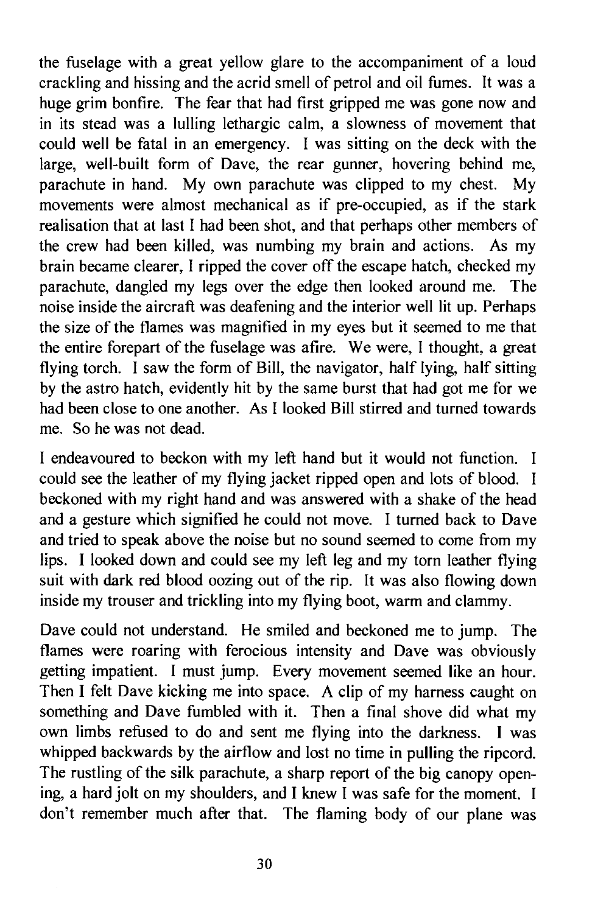the fuselage with a great yellow glare to the accompaniment of a loud crackling and hissing and the acrid smell of petrol and oil fumes. It was a huge grim bonfire. The fear that had first gripped me was gone now and in its stead was a lulling lethargic calm, a slowness of movement that could well be fatal in an emergency. I was sitting on the deck with the large, well-built form of Dave, the rear gunner, hovering behind me, parachute in hand. My own parachute was clipped to my chest. My movements were almost mechanical as if pre-occupied, as if the stark realisation that at last I had been shot, and that perhaps other members of the crew had been killed, was numbing my brain and actions. As my brain became clearer, I ripped the cover off the escape hatch, checked my parachute, dangled my legs over the edge then looked around me. The noise inside the aircraft was deafening and the interior well lit up. Perhaps the size of the flames was magnified in my eyes but it seemed to me that the entire forepart of the fuselage was afire. We were, I thought, a great flying torch. I saw the form of Bill, the navigator, half lying, half sitting by the astro hatch, evidently hit by the same burst that had got me for we had been close to one another. As I looked Bill stirred and turned towards me. So he was not dead.

I endeavoured to beckon with my left hand but it would not function. I could see the leather of my flying jacket ripped open and lots of blood. I beckoned with my right hand and was answered with a shake of the head and a gesture which signified he could not move. I turned back to Dave and tried to speak above the noise but no sound seemed to come from my lips. I looked down and could see my left leg and my torn leather flying suit with dark red blood oozing out of the rip. It was also flowing down inside my trouser and trickling into my flying boot, warm and clammy.

Dave could not understand. He smiled and beckoned me to jump. The flames were roaring with ferocious intensity and Dave was obviously getting impatient. I must jump. Every movement seemed like an hour. Then I felt Dave kicking me into space. A clip of my harness caught on something and Dave fumbled with it. Then a final shove did what my own limbs refused to do and sent me flying into the darkness. I was whipped backwards by the airflow and lost no time in pulling the ripcord. The rustling of the silk parachute, a sharp report of the big canopy opening, a hard jolt on my shoulders, and I knew I was safe for the moment. I don't remember much after that. The flaming body of our plane was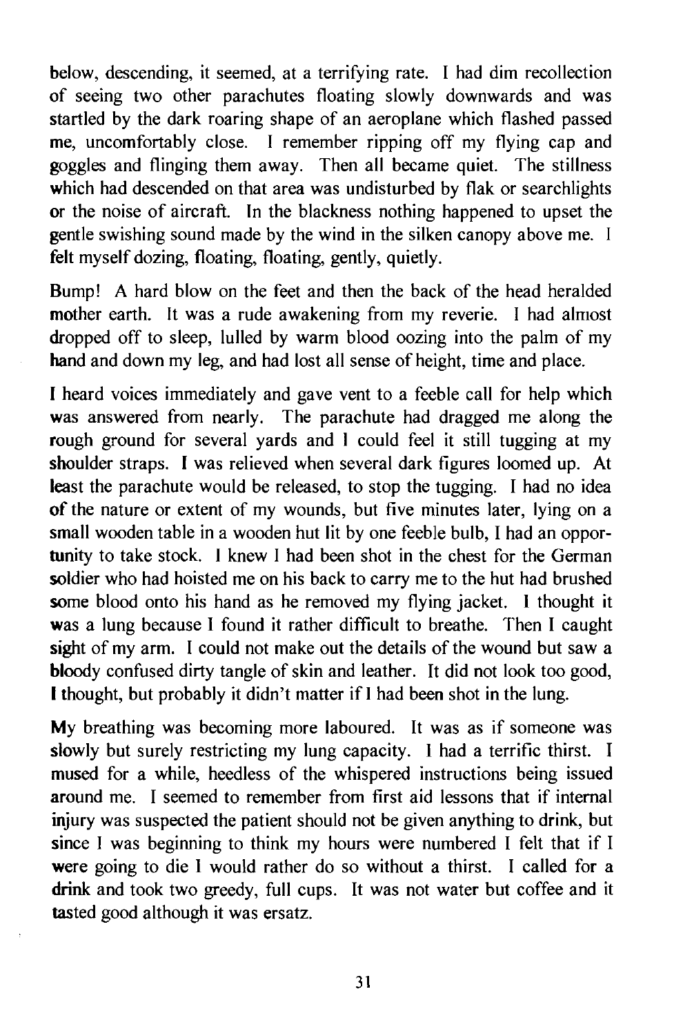below, descending, it seemed, at a terrifying rate. I had dim recollection of seeing two other parachutes floating slowly downwards and was startled by the dark roaring shape of an aeroplane which flashed passed me, uncomfortably close. I remember ripping off my flying cap and goggles and flinging them away. Then all became quiet. The stillness which had descended on that area was undisturbed by flak or searchlights or the noise of aircraft. In the blackness nothing happened to upset the gentle swishing sound made by the wind in the silken canopy above me. I felt myself dozing, floating, floating, gently, quietly.

Bump! A hard blow on the feet and then the back of the head heralded mother earth. It was a rude awakening from my reverie. I had almost dropped off to sleep, lulled by warm blood oozing into the palm of my hand and down my leg, and had lost all sense of height, time and place.

I heard voices immediately and gave vent to a feeble call for help which was answered from nearly. The parachute had dragged me along the rough ground for several yards and I could feel it still tugging at my shoulder straps. I was relieved when several dark figures loomed up. At least the parachute would be released, to stop the tugging. I had no idea of the nature or extent of my wounds, but five minutes later, lying on a small wooden table in a wooden hut lit by one feeble bulb, I had an opportunity to take stock. I knew I had been shot in the chest for the German soldier who had hoisted me on his back to carry me to the hut had brushed some blood onto his hand as he removed my flying jacket. I thought it was a lung because I found it rather difficult to breathe. Then I caught sight of my arm. I could not make out the details of the wound but saw a bloody confused dirty tangle of skin and leather. It did not look too good, I thought, but probably it didn't matter if I had been shot in the lung.

My breathing was becoming more laboured. It was as if someone was slowly but surely restricting my lung capacity. I had a terrific thirst. I mused for a while, heedless of the whispered instructions being issued around me. I seemed to remember from first aid lessons that if internal injury was suspected the patient should not be given anything to drink, but since I was beginning to think my hours were numbered I felt that if I were going to die I would rather do so without a thirst. I called for a drink and took two greedy, full cups. It was not water but coffee and it tasted good although it was ersatz.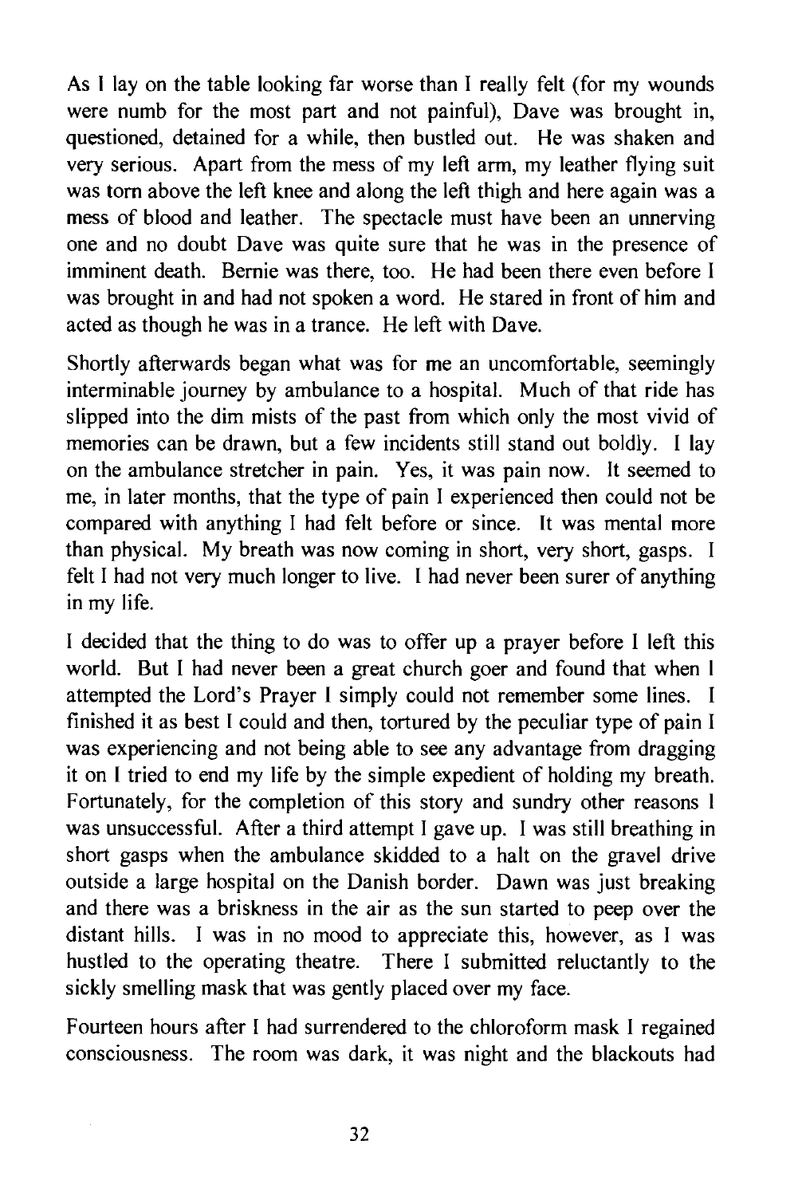As I lay on the table looking far worse than I really felt (for my wounds were numb for the most part and not painful), Dave was brought in, questioned, detained for a while, then bustled out. He was shaken and very serious. Apart from the mess of my left arm, my leather flying suit was torn above the left knee and along the left thigh and here again was a mess of blood and leather. The spectacle must have been an unnerving one and no doubt Dave was quite sure that he was in the presence of imminent death. Bernie was there, too. He had been there even before I was brought in and had not spoken a word. He stared in front of him and acted as though he was in a trance. He left with Dave.

Shortly afterwards began what was for me an uncomfortable, seemingly interminable journey by ambulance to a hospital. Much of that ride has slipped into the dim mists of the past from which only the most vivid of memories can be drawn, but a few incidents still stand out boldly. I lay on the ambulance stretcher in pain. Yes, it was pain now. It seemed to me, in later months, that the type of pain I experienced then could not be compared with anything I had felt before or since. It was mental more than physical. My breath was now coming in short, very short, gasps. I felt I had not very much longer to live. I had never been surer of anything in my life.

I decided that the thing to do was to offer up a prayer before I left this world. But I had never been a great church goer and found that when I attempted the Lord's Prayer I simply could not remember some lines. I finished it as best I could and then, tortured by the peculiar type of pain I was experiencing and not being able to see any advantage from dragging it on I tried to end my life by the simple expedient of holding my breath. Fortunately, for the completion of this story and sundry other reasons I was unsuccessful. After a third attempt I gave up. I was still breathing in short gasps when the ambulance skidded to a halt on the gravel drive outside a large hospital on the Danish border. Dawn was just breaking and there was a briskness in the air as the sun started to peep over the distant hills. I was in no mood to appreciate this, however, as I was hustled to the operating theatre. There I submitted reluctantly to the sickly smelling mask that was gently placed over my face.

Fourteen hours after I had surrendered to the chloroform mask I regained consciousness. The room was dark, it was night and the blackouts had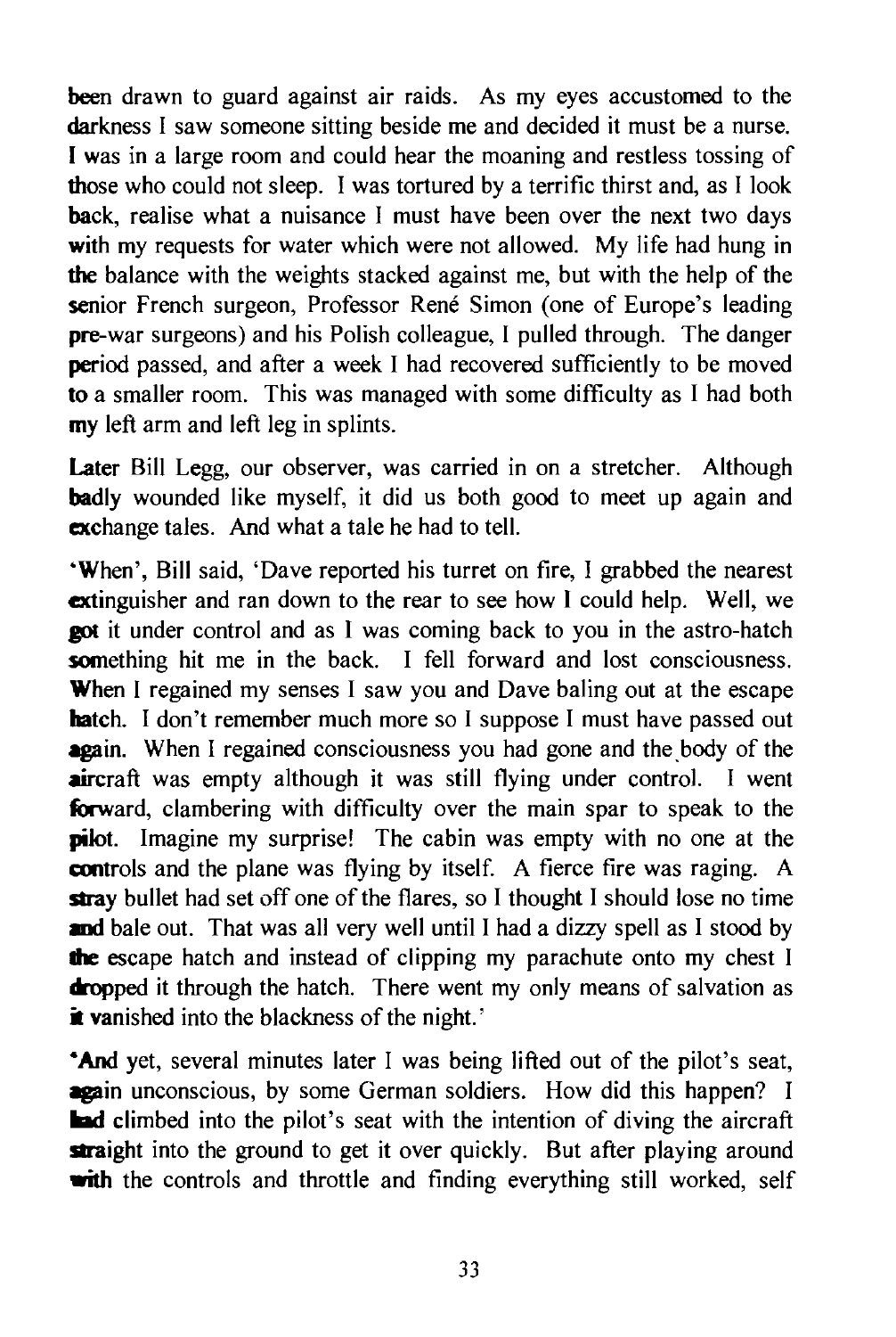been drawn to guard against air raids. As my eyes accustomed to the darkness I saw someone sitting beside me and decided it must be a nurse. I was in a large room and could hear the moaning and restless tossing of those who could not sleep. I was tortured by a terrific thirst and, as I look back, realise what a nuisance I must have been over the next two days with my requests for water which were not allowed. My life had hung in the balance with the weights stacked against me, but with the help of the senior French surgeon, Professor René Simon (one of Europe's leading pre-war surgeons) and his Polish colleague, I pulled through. The danger period passed, and after a week I had recovered sufficiently to be moved to a smaller room. This was managed with some difficulty as I had both my left arm and left leg in splints.

Later Bill Legg, our observer, was carried in on a stretcher. Although badly wounded like myself, it did us both good to meet up again and exchange tales. And what a tale he had to tell.

'When', Bill said, 'Dave reported his turret on fire, I grabbed the nearest extinguisher and ran down to the rear to see how I could help. Well, we got it under control and as I was coming back to you in the astro-hatch something hit me in the back. I fell forward and lost consciousness. When I regained my senses I saw you and Dave baling out at the escape hatch. I don't remember much more so I suppose I must have passed out again. When I regained consciousness you had gone and the body of the aircraft was empty although it was still flying under control. I went forward, clambering with difficulty over the main spar to speak to the pilot. Imagine my surprise! The cabin was empty with no one at the controls and the plane was flying by itself. A fierce fire was raging. A stray bullet had set off one of the flares, so I thought I should lose no time and bale out. That was all very well until I had a dizzy spell as I stood by the escape hatch and instead of clipping my parachute onto my chest I dropped it through the hatch. There went my only means of salvation as it vanished into the blackness of the night.'

'And yet, several minutes later I was being lifted out of the pilot's seat, again unconscious, by some German soldiers. How did this happen? I had climbed into the pilot's seat with the intention of diving the aircraft straight into the ground to get it over quickly. But after playing around with the controls and throttle and finding everything still worked, self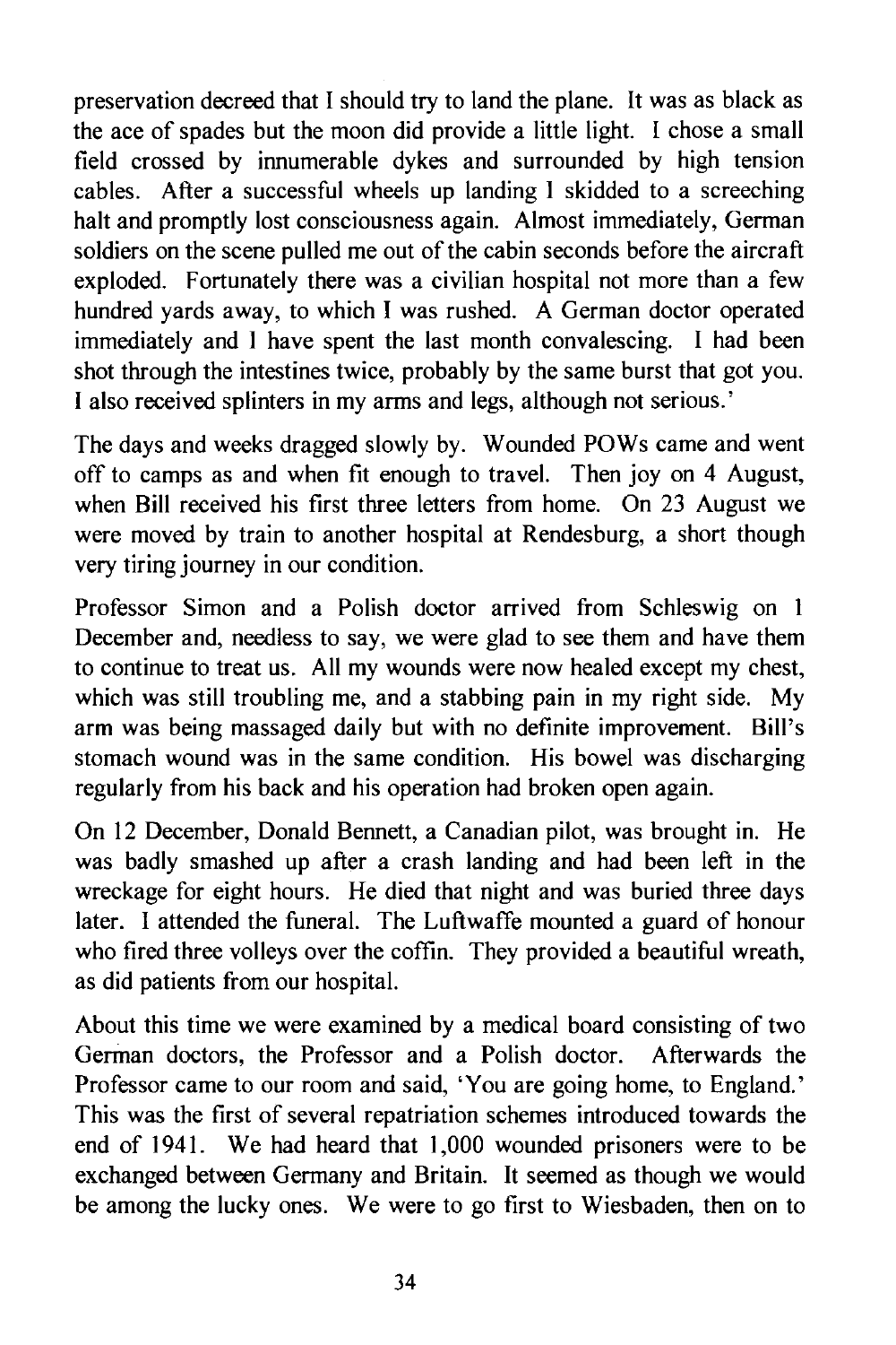preservation decreed that I should try to land the plane. It was as black as the ace of spades but the moon did provide a little light. I chose a small field crossed by innumerable dykes and surrounded by high tension cables. After a successful wheels up landing I skidded to a screeching halt and promptly lost consciousness again. Almost immediately, German soldiers on the scene pulled me out of the cabin seconds before the aircraft exploded. Fortunately there was a civilian hospital not more than a few hundred yards away, to which I was rushed. A German doctor operated immediately and I have spent the last month convalescing. I had been shot through the intestines twice, probably by the same burst that got you. I also received splinters in my arms and legs, although not serious.'

The days and weeks dragged slowly by. Wounded POWs came and went off to camps as and when fit enough to travel. Then joy on 4 August, when Bill received his first three letters from home. On 23 August we were moved by train to another hospital at Rendesburg, a short though very tiring journey in our condition.

Professor Simon and a Polish doctor arrived from Schleswig on 1 December and, needless to say, we were glad to see them and have them to continue to treat us. All my wounds were now healed except my chest, which was still troubling me, and a stabbing pain in my right side. My arm was being massaged daily but with no definite improvement. Bill's stomach wound was in the same condition. His bowel was discharging regularly from his back and his operation had broken open again.

On 12 December, Donald Bennett, a Canadian pilot, was brought in. He was badly smashed up after a crash landing and had been left in the wreckage for eight hours. He died that night and was buried three days later. I attended the funeral. The Luftwaffe mounted a guard of honour who fired three volleys over the coffin. They provided a beautiful wreath, as did patients from our hospital.

About this time we were examined by a medical board consisting of two German doctors, the Professor and a Polish doctor. Afterwards the Professor came to our room and said, 'You are going home, to England.' This was the first of several repatriation schemes introduced towards the end of 1941. We had heard that 1,000 wounded prisoners were to be exchanged between Germany and Britain. It seemed as though we would be among the lucky ones. We were to go first to Wiesbaden, then on to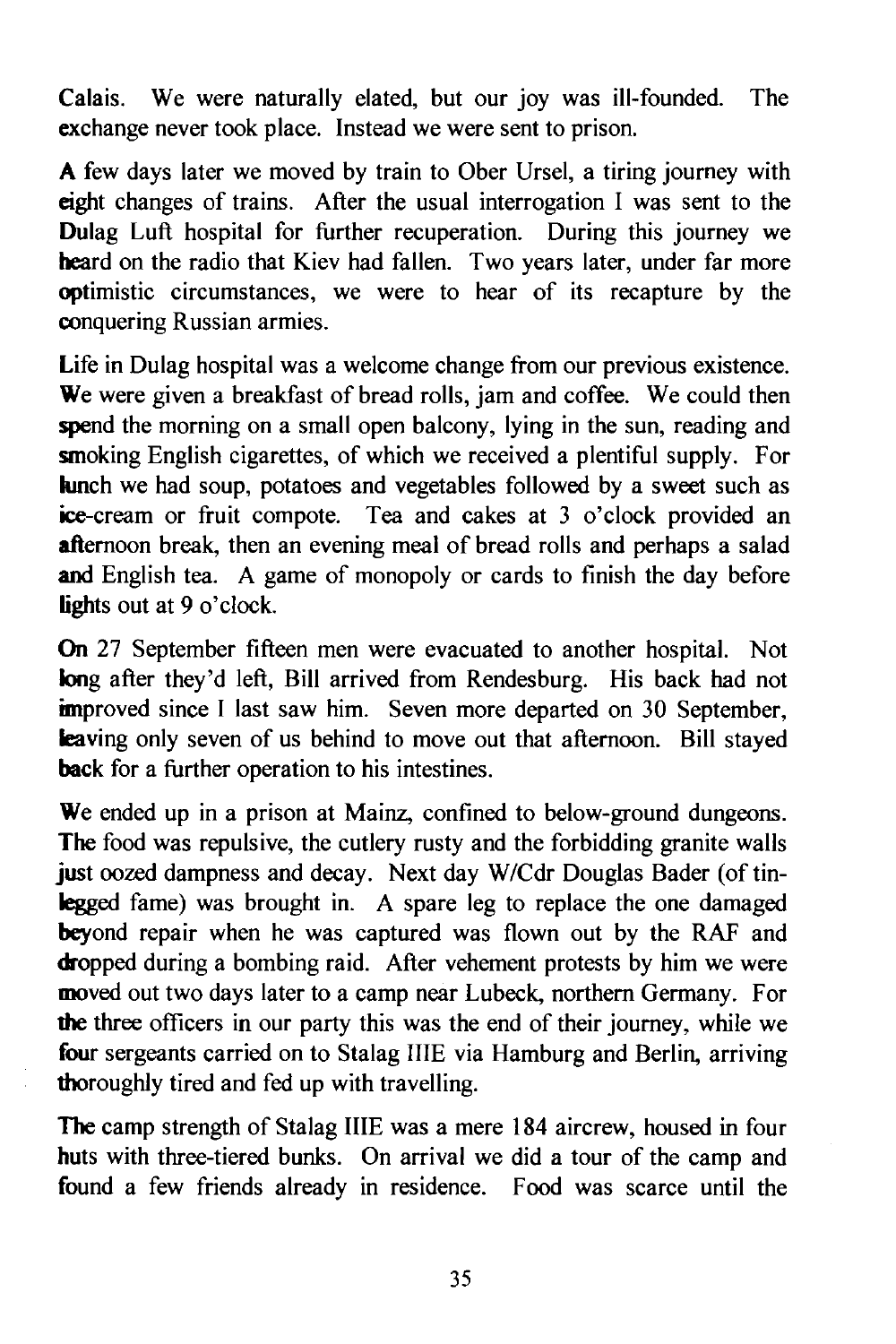Calais. We were naturally elated, but our joy was ill-founded. The exchange never took place. Instead we were sent to prison.

A few days later we moved by train to Ober Ursel, a tiring journey with eight changes of trains. After the usual interrogation I was sent to the Dulag Luft hospital for further recuperation. During this journey we heard on the radio that Kiev had fallen. Two years later, under far more optimistic circumstances, we were to hear of its recapture by the conquering Russian armies.

Life in Dulag hospital was a welcome change from our previous existence. We were given a breakfast of bread rolls, jam and coffee. We could then spend the morning on a small open balcony, lying in the sun, reading and smoking English cigarettes, of which we received a plentiful supply. For lunch we had soup, potatoes and vegetables followed by a sweet such as ice-cream or fruit compote. Tea and cakes at 3 o'clock provided an afternoon break, then an evening meal of bread rolls and perhaps a salad and English tea. A game of monopoly or cards to finish the day before lights out at 9 o'clock.

On 27 September fifteen men were evacuated to another hospital. Not long after they'd left, Bill arrived from Rendesburg. His back had not improved since I last saw him. Seven more departed on 30 September, leaving only seven of us behind to move out that afternoon. Bill stayed back for a further operation to his intestines.

We ended up in a prison at Mainz, confined to below-ground dungeons. The food was repulsive, the cutlery rusty and the forbidding granite walls just oozed dampness and decay. Next day W/Cdr Douglas Bader (of tin-legged fame) was brought in. A spare leg to replace the one damaged beyond repair when he was captured was flown out by the RAF and dropped during a bombing raid. After vehement protests by him we were moved out two days later to a camp near Lubeck, northern Germany. For the three officers in our party this was the end of their journey, while we four sergeants carried on to Stalag IIIE via Hamburg and Berlin, arriving thoroughly tired and fed up with travelling.

The camp strength of Stalag IIIE was a mere 184 aircrew, housed in four huts with three-tiered bunks. On arrival we did a tour of the camp and found a few friends already in residence. Food was scarce until the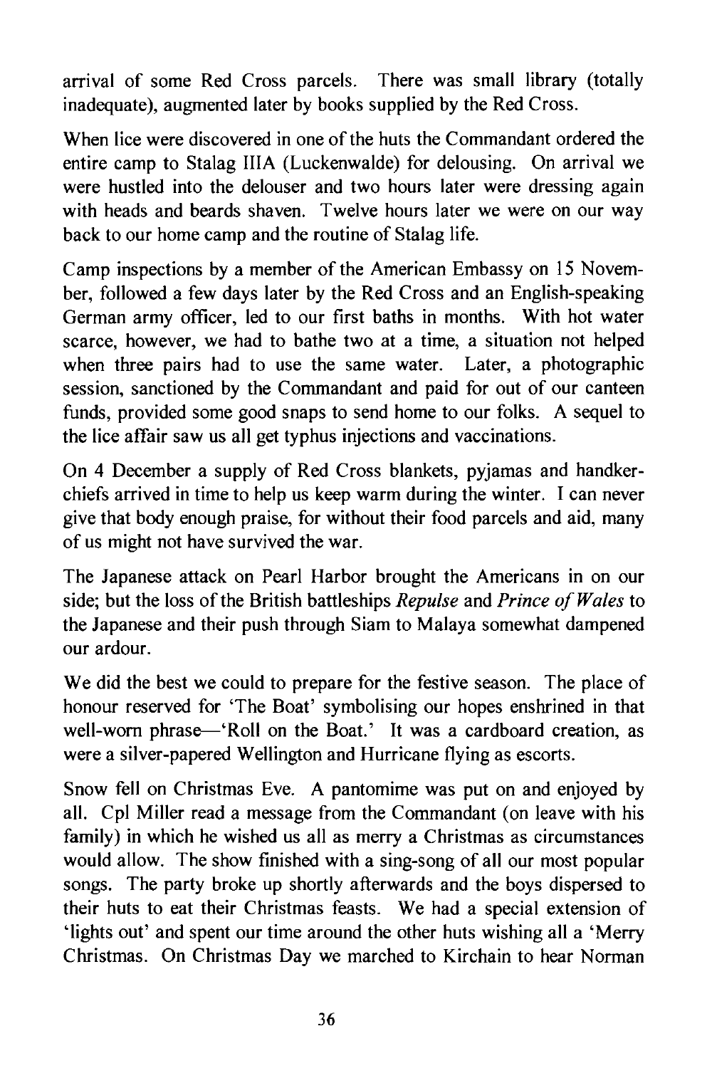arrival of some Red Cross parcels. There was small library (totally inadequate), augmented later by books supplied by the Red Cross.

When lice were discovered in one of the huts the Commandant ordered the entire camp to Stalag IIIA (Luckenwalde) for delousing. On arrival we were hustled into the delouser and two hours later were dressing again with heads and beards shaven. Twelve hours later we were on our way back to our home camp and the routine of Stalag life.

Camp inspections by a member of the American Embassy on 15 November, followed a few days later by the Red Cross and an English-speaking German army officer, led to our first baths in months. With hot water scarce, however, we had to bathe two at a time, a situation not helped when three pairs had to use the same water. Later, a photographic session, sanctioned by the Commandant and paid for out of our canteen funds, provided some good snaps to send home to our folks. A sequel to the lice affair saw us all get typhus injections and vaccinations.

On 4 December a supply of Red Cross blankets, pyjamas and handkerchiefs arrived in time to help us keep warm during the winter. I can never give that body enough praise, for without their food parcels and aid, many of us might not have survived the war.

The Japanese attack on Pearl Harbor brought the Americans in on our side; but the loss of the British battleships *Repulse* and *Prince of Wales* to the Japanese and their push through Siam to Malaya somewhat dampened our ardour.

We did the best we could to prepare for the festive season. The place of honour reserved for 'The Boat' symbolising our hopes enshrined in that well-worn phrase—'Roll on the Boat.' It was a cardboard creation, as were a silver-papered Wellington and Hurricane flying as escorts.

Snow fell on Christmas Eve. A pantomime was put on and enjoyed by all. Cpl Miller read a message from the Commandant (on leave with his family) in which he wished us all as merry a Christmas as circumstances would allow. The show finished with a sing-song of all our most popular songs. The party broke up shortly afterwards and the boys dispersed to their huts to eat their Christmas feasts. We had a special extension of 'lights out' and spent our time around the other huts wishing all a 'Merry Christmas. On Christmas Day we marched to Kirchain to hear Norman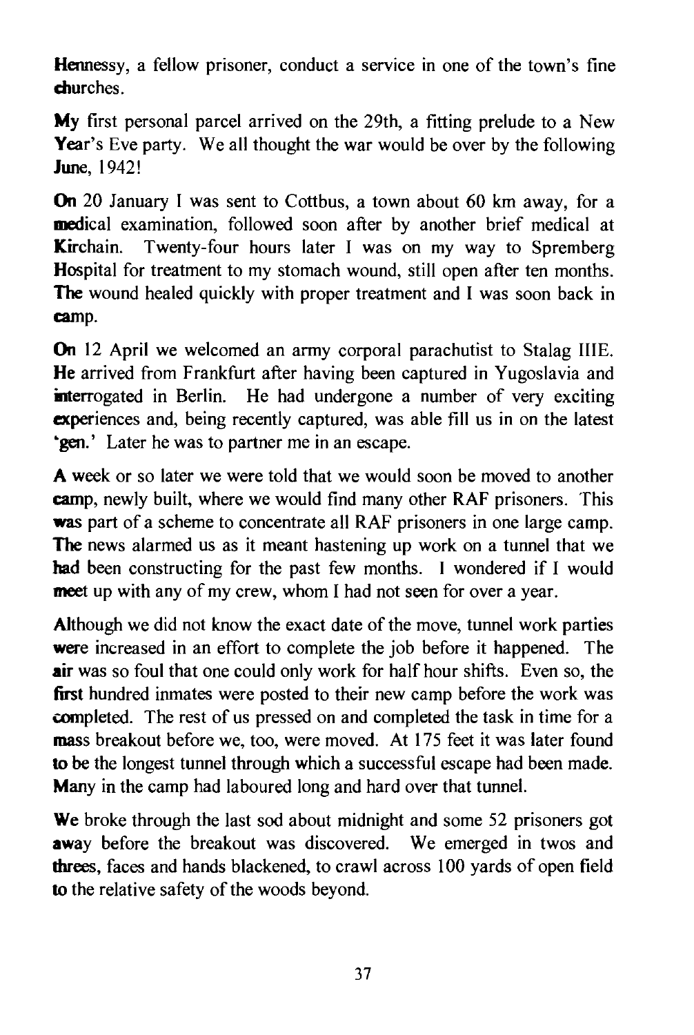Hennessy, a fellow prisoner, conduct a service in one of the town's fine churches.

My first personal parcel arrived on the 29th, a fitting prelude to a New Year's Eve party. We all thought the war would be over by the following June, 1942!

On 20 January I was sent to Cottbus, a town about 60 km away, for a medical examination, followed soon after by another brief medical at Kirchain. Twenty-four hours later I was on my way to Spremberg Hospital for treatment to my stomach wound, still open after ten months. The wound healed quickly with proper treatment and I was soon back in camp.

On 12 April we welcomed an army corporal parachutist to Stalag IIIE. He arrived from Frankfurt after having been captured in Yugoslavia and interrogated in Berlin. He had undergone a number of very exciting experiences and, being recently captured, was able fill us in on the latest 'gen.' Later he was to partner me in an escape.

A week or so later we were told that we would soon be moved to another camp, newly built, where we would find many other RAF prisoners. This was part of a scheme to concentrate all RAF prisoners in one large camp. The news alarmed us as it meant hastening up work on a tunnel that we had been constructing for the past few months. I wondered if I would meet up with any of my crew, whom I had not seen for over a year.

Although we did not know the exact date of the move, tunnel work parties were increased in an effort to complete the job before it happened. The air was so foul that one could only work for half hour shifts. Even so, the first hundred inmates were posted to their new camp before the work was completed. The rest of us pressed on and completed the task in time for a mass breakout before we, too, were moved. At 175 feet it was later found to be the longest tunnel through which a successful escape had been made. Many in the camp had laboured long and hard over that tunnel.

We broke through the last sod about midnight and some 52 prisoners got away before the breakout was discovered. We emerged in twos and threes, faces and hands blackened, to crawl across 100 yards of open field to the relative safety of the woods beyond.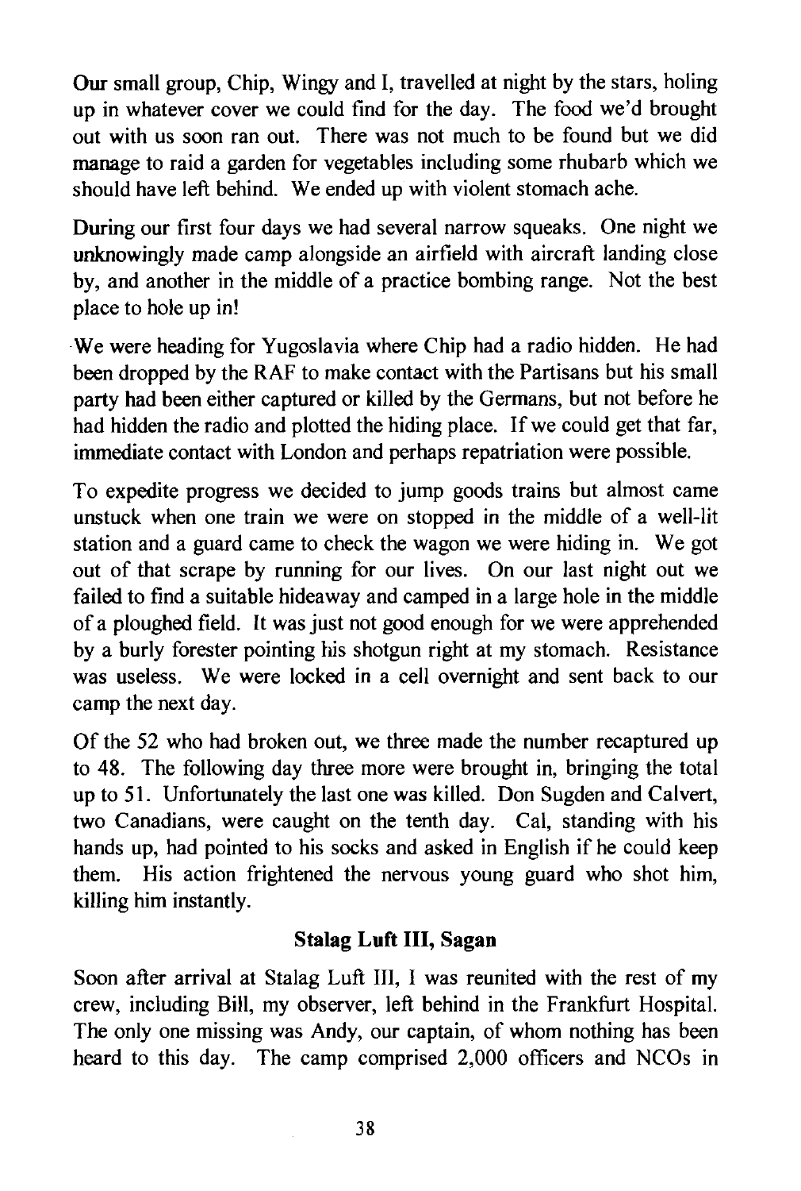Our small group, Chip, Wingy and I, travelled at night by the stars, holing up in whatever cover we could find for the day. The food we'd brought out with us soon ran out. There was not much to be found but we did manage to raid a garden for vegetables including some rhubarb which we should have left behind. We ended up with violent stomach ache.

During our first four days we had several narrow squeaks. One night we unknowingly made camp alongside an airfield with aircraft landing close by, and another in the middle of a practice bombing range. Not the best place to hole up in!

We were heading for Yugoslavia where Chip had a radio hidden. He had been dropped by the RAF to make contact with the Partisans but his small party had been either captured or killed by the Germans, but not before he had hidden the radio and plotted the hiding place. If we could get that far, immediate contact with London and perhaps repatriation were possible.

To expedite progress we decided to jump goods trains but almost came unstuck when one train we were on stopped in the middle of a well-lit station and a guard came to check the wagon we were hiding in. We got out of that scrape by running for our lives. On our last night out we failed to find a suitable hideaway and camped in a large hole in the middle of a ploughed field. It was just not good enough for we were apprehended by a burly forester pointing his shotgun right at my stomach. Resistance was useless. We were locked in a cell overnight and sent back to our camp the next day.

Of the 52 who had broken out, we three made the number recaptured up to 48. The following day three more were brought in, bringing the total up to 51. Unfortunately the last one was killed. Don Sugden and Calvert, two Canadians, were caught on the tenth day. Cal, standing with his hands up, had pointed to his socks and asked in English if he could keep them. His action frightened the nervous young guard who shot him, killing him instantly.

### Stalag Luft III, Sagan

Soon after arrival at Stalag Luft III, I was reunited with the rest of my crew, including Bill, my observer, left behind in the Frankfurt Hospital. The only one missing was Andy, our captain, of whom nothing has been heard to this day. The camp comprised 2,000 officers and NCOs in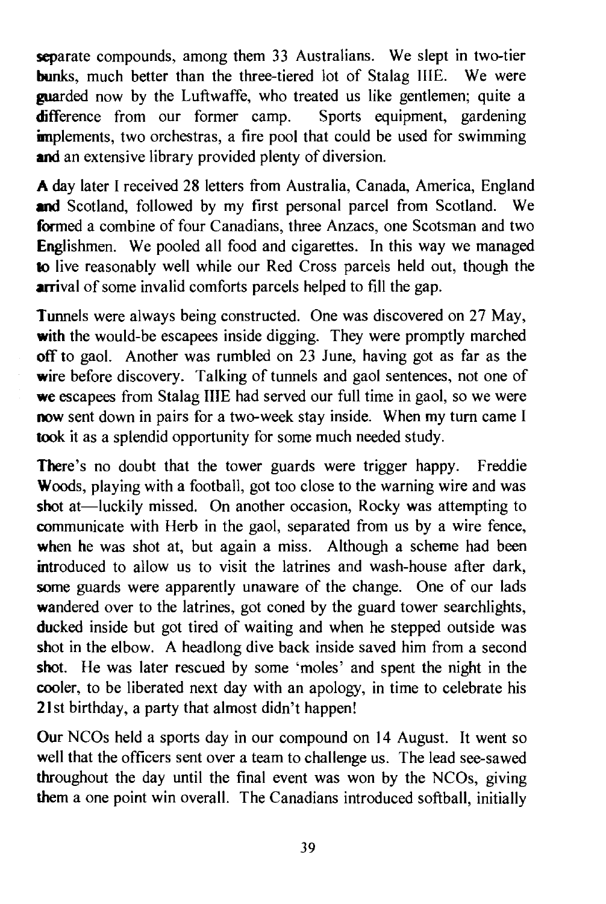separate compounds, among them 33 Australians. We slept in two-tier bunks, much better than the three-tiered lot of Stalag IIIE. We were guarded now by the Luftwaffe, who treated us like gentlemen; quite a difference from our former camp. Sports equipment, gardening implements, two orchestras, a fire pool that could be used for swimming and an extensive library provided plenty of diversion.

A day later I received 28 letters from Australia, Canada, America, England and Scotland, followed by my first personal parcel from Scotland. We formed a combine of four Canadians, three Anzacs, one Scotsman and two Englishmen. We pooled all food and cigarettes. In this way we managed to live reasonably well while our Red Cross parcels held out, though the arrival of some invalid comforts parcels helped to fill the gap.

Tunnels were always being constructed. One was discovered on 27 May, with the would-be escapees inside digging. They were promptly marched off to gaol. Another was rumbled on 23 June, having got as far as the wire before discovery. Talking of tunnels and gaol sentences, not one of we escapees from Stalag IIIE had served our full time in gaol, so we were now sent down in pairs for a two-week stay inside. When my turn came I took it as a splendid opportunity for some much needed study.

There's no doubt that the tower guards were trigger happy. Freddie Woods, playing with a football, got too close to the warning wire and was shot at—luckily missed. On another occasion, Rocky was attempting to communicate with Herb in the gaol, separated from us by a wire fence, when he was shot at, but again a miss. Although a scheme had been introduced to allow us to visit the latrines and wash-house after dark, some guards were apparently unaware of the change. One of our lads wandered over to the latrines, got coned by the guard tower searchlights, ducked inside but got tired of waiting and when he stepped outside was shot in the elbow. A headlong dive back inside saved him from a second shot. He was later rescued by some 'moles' and spent the night in the cooler, to be liberated next day with an apology, in time to celebrate his 21st birthday, a party that almost didn't happen!

Our NCOs held a sports day in our compound on 14 August. It went so well that the officers sent over a team to challenge us. The lead see-sawed throughout the day until the final event was won by the NCOs, giving them a one point win overall. The Canadians introduced softball, initially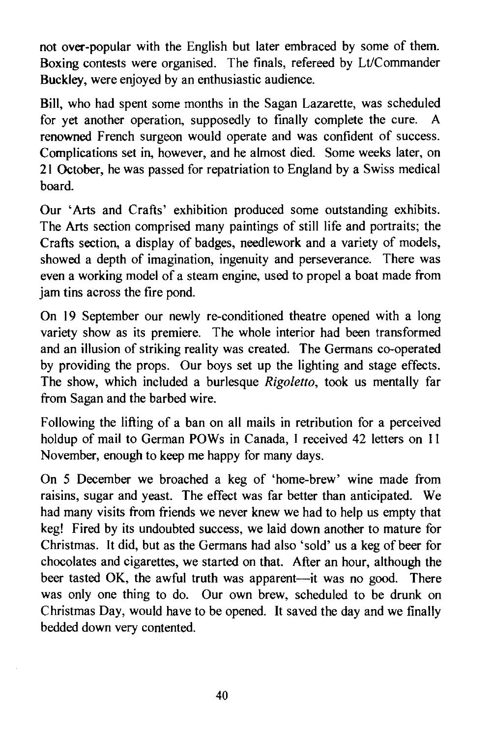not over-popular with the English but later embraced by some of them. Boxing contests were organised. The finals, refereed by Lt/Commander Buckley, were enjoyed by an enthusiastic audience.

Bill, who had spent some months in the Sagan Lazarette, was scheduled for yet another operation, supposedly to finally complete the cure. A renowned French surgeon would operate and was confident of success. Complications set in, however, and he almost died. Some weeks later, on 21 October, he was passed for repatriation to England by a Swiss medical board.

Our 'Arts and Crafts' exhibition produced some outstanding exhibits. The Arts section comprised many paintings of still life and portraits; the Crafts section, a display of badges, needlework and a variety of models, showed a depth of imagination, ingenuity and perseverance. There was even a working model of a steam engine, used to propel a boat made from jam tins across the fire pond.

On 19 September our newly re-conditioned theatre opened with a long variety show as its premiere. The whole interior had been transformed and an illusion of striking reality was created. The Germans co-operated by providing the props. Our boys set up the lighting and stage effects. The show, which included a burlesque *Rigoletto*, took us mentally far from Sagan and the barbed wire.

Following the lifting of a ban on all mails in retribution for a perceived holdup of mail to German POWs in Canada, I received 42 letters on 11 November, enough to keep me happy for many days.

On 5 December we broached a keg of 'home-brew' wine made from raisins, sugar and yeast. The effect was far better than anticipated. We had many visits from friends we never knew we had to help us empty that keg! Fired by its undoubted success, we laid down another to mature for Christmas. It did, but as the Germans had also 'sold' us a keg of beer for chocolates and cigarettes, we started on that. After an hour, although the beer tasted OK, the awful truth was apparent—it was no good. There was only one thing to do. Our own brew, scheduled to be drunk on Christmas Day, would have to be opened. It saved the day and we finally bedded down very contented.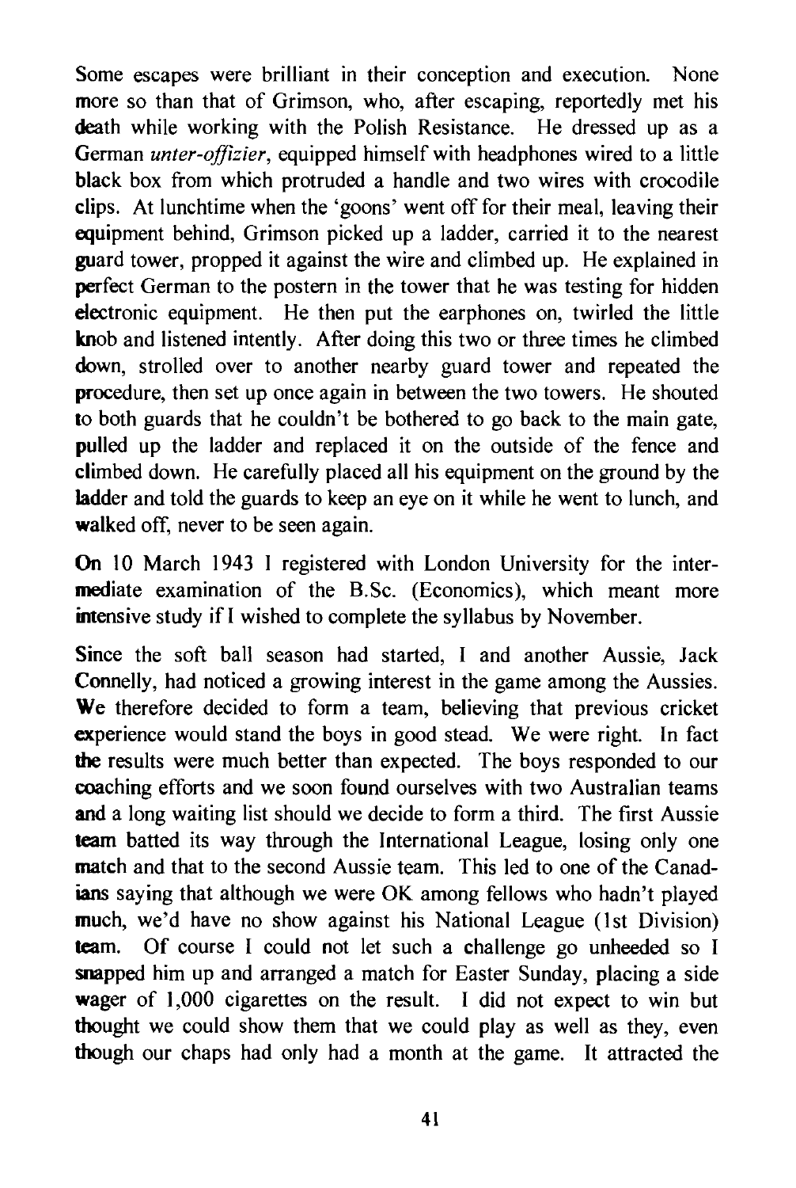Some escapes were brilliant in their conception and execution. None more so than that of Grimson, who, after escaping, reportedly met his death while working with the Polish Resistance. He dressed up as a German *unter-offizier*, equipped himself with headphones wired to a little black box from which protruded a handle and two wires with crocodile clips. At lunchtime when the 'goons' went off for their meal, leaving their equipment behind, Grimson picked up a ladder, carried it to the nearest guard tower, propped it against the wire and climbed up. He explained in perfect German to the postern in the tower that he was testing for hidden electronic equipment. He then put the earphones on, twirled the little knob and listened intently. After doing this two or three times he climbed down, strolled over to another nearby guard tower and repeated the procedure, then set up once again in between the two towers. He shouted to both guards that he couldn't be bothered to go back to the main gate, pulled up the ladder and replaced it on the outside of the fence and climbed down. He carefully placed all his equipment on the ground by the ladder and told the guards to keep an eye on it while he went to lunch, and walked off, never to be seen again.

On 10 March 1943 I registered with London University for the intermediate examination of the B.Sc. (Economics), which meant more intensive study if I wished to complete the syllabus by November.

Since the soft ball season had started, I and another Aussie, Jack Connelly, had noticed a growing interest in the game among the Aussies. We therefore decided to form a team, believing that previous cricket experience would stand the boys in good stead. We were right. In fact the results were much better than expected. The boys responded to our coaching efforts and we soon found ourselves with two Australian teams and a long waiting list should we decide to form a third. The first Aussie team batted its way through the International League, losing only one match and that to the second Aussie team. This led to one of the Canadians saying that although we were OK among fellows who hadn't played much, we'd have no show against his National League (1st Division) team. Of course I could not let such a challenge go unheeded so I snapped him up and arranged a match for Easter Sunday, placing a side wager of 1,000 cigarettes on the result. I did not expect to win but thought we could show them that we could play as well as they, even though our chaps had only had a month at the game. It attracted the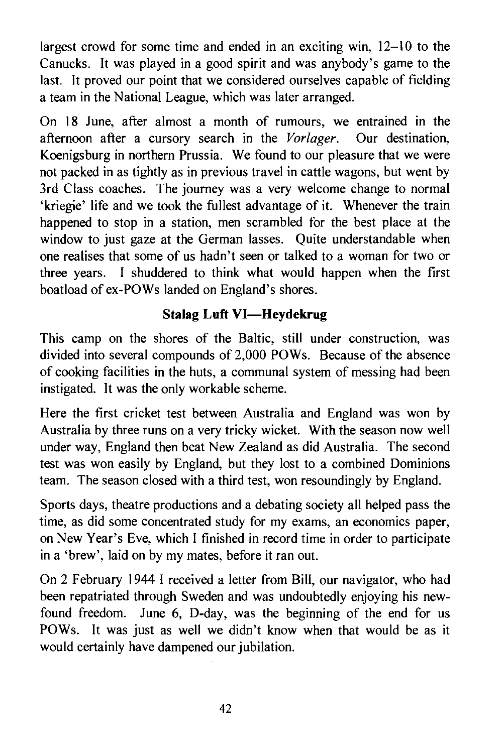largest crowd for some time and ended in an exciting win, 12–10 to the Canucks. It was played in a good spirit and was anybody's game to the last. It proved our point that we considered ourselves capable of fielding a team in the National League, which was later arranged.

On 18 June, after almost a month of rumours, we entrained in the afternoon after a cursory search in the *Vorlager*. Our destination, Koenigsburg in northern Prussia. We found to our pleasure that we were not packed in as tightly as in previous travel in cattle wagons, but went by 3rd Class coaches. The journey was a very welcome change to normal 'kriegie' life and we took the fullest advantage of it. Whenever the train happened to stop in a station, men scrambled for the best place at the window to just gaze at the German lasses. Quite understandable when one realises that some of us hadn't seen or talked to a woman for two or three years. I shuddered to think what would happen when the first boatload of ex-POWs landed on England's shores.

### Stalag Luft VI—Heydekrug

This camp on the shores of the Baltic, still under construction, was divided into several compounds of 2,000 POWs. Because of the absence of cooking facilities in the huts, a communal system of messing had been instigated. It was the only workable scheme.

Here the first cricket test between Australia and England was won by Australia by three runs on a very tricky wicket. With the season now well under way, England then beat New Zealand as did Australia. The second test was won easily by England, but they lost to a combined Dominions team. The season closed with a third test, won resoundingly by England.

Sports days, theatre productions and a debating society all helped pass the time, as did some concentrated study for my exams, an economics paper, on New Year's Eve, which I finished in record time in order to participate in a 'brew', laid on by my mates, before it ran out.

On 2 February 1944 I received a letter from Bill, our navigator, who had been repatriated through Sweden and was undoubtedly enjoying his new-found freedom. June 6, D-day, was the beginning of the end for us POWs. It was just as well we didn't know when that would be as it would certainly have dampened our jubilation.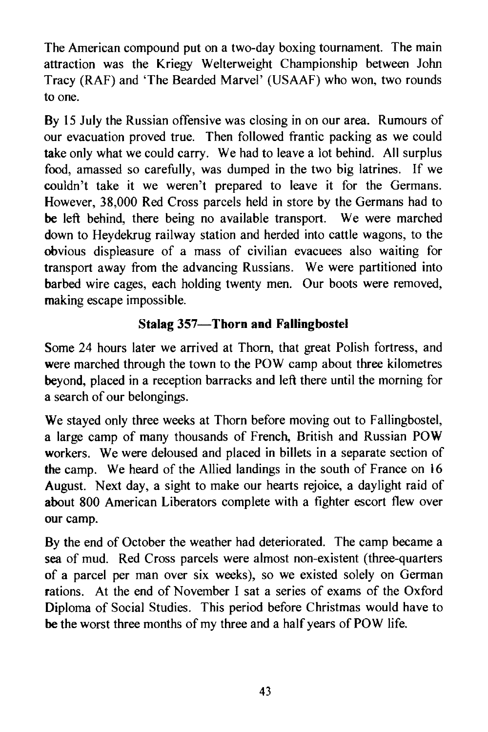The American compound put on a two-day boxing tournament. The main attraction was the Kriegy Welterweight Championship between John Tracy (RAF) and 'The Bearded Marvel' (USAAF) who won, two rounds to one.

By 15 July the Russian offensive was closing in on our area. Rumours of our evacuation proved true. Then followed frantic packing as we could take only what we could carry. We had to leave a lot behind. All surplus food, amassed so carefully, was dumped in the two big latrines. If we couldn't take it we weren't prepared to leave it for the Germans. However, 38,000 Red Cross parcels held in store by the Germans had to be left behind, there being no available transport. We were marched down to Heydekrug railway station and herded into cattle wagons, to the obvious displeasure of a mass of civilian evacuees also waiting for transport away from the advancing Russians. We were partitioned into barbed wire cages, each holding twenty men. Our boots were removed, making escape impossible.

### Stalag 357—Thorn and Fallingbostel

Some 24 hours later we arrived at Thorn, that great Polish fortress, and were marched through the town to the POW camp about three kilometres beyond, placed in a reception barracks and left there until the morning for a search of our belongings.

We stayed only three weeks at Thorn before moving out to Fallingbostel, a large camp of many thousands of French, British and Russian POW workers. We were deloused and placed in billets in a separate section of the camp. We heard of the Allied landings in the south of France on 16 August. Next day, a sight to make our hearts rejoice, a daylight raid of about 800 American Liberators complete with a fighter escort flew over our camp.

By the end of October the weather had deteriorated. The camp became a sea of mud. Red Cross parcels were almost non-existent (three-quarters of a parcel per man over six weeks), so we existed solely on German rations. At the end of November I sat a series of exams of the Oxford Diploma of Social Studies. This period before Christmas would have to be the worst three months of my three and a half years of POW life.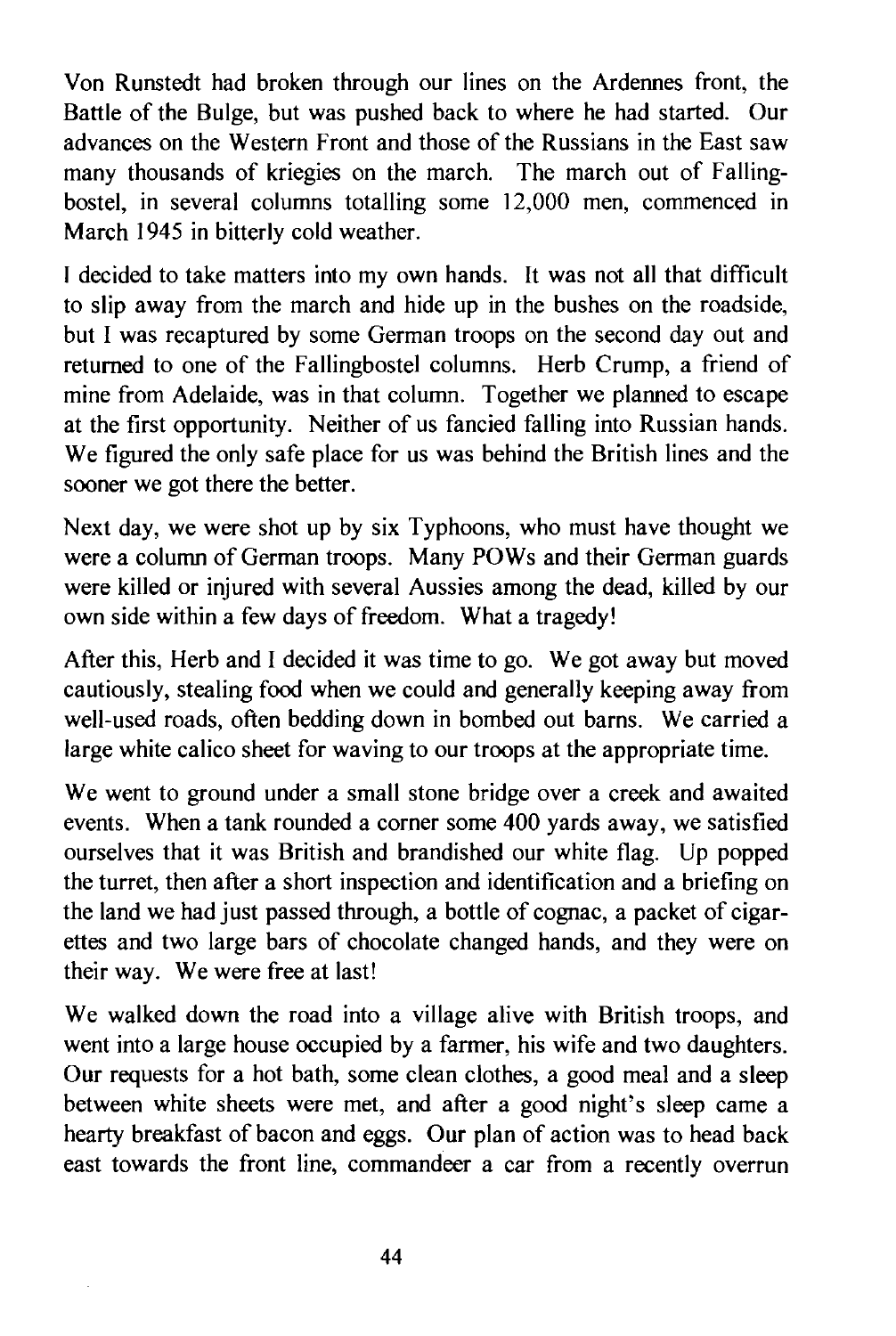Von Runstedt had broken through our lines on the Ardennes front, the Battle of the Bulge, but was pushed back to where he had started. Our advances on the Western Front and those of the Russians in the East saw many thousands of kriegies on the march. The march out of Fallingbostel, in several columns totalling some 12,000 men, commenced in March 1945 in bitterly cold weather.

I decided to take matters into my own hands. It was not all that difficult to slip away from the march and hide up in the bushes on the roadside, but I was recaptured by some German troops on the second day out and returned to one of the Fallingbostel columns. Herb Crump, a friend of mine from Adelaide, was in that column. Together we planned to escape at the first opportunity. Neither of us fancied falling into Russian hands. We figured the only safe place for us was behind the British lines and the sooner we got there the better.

Next day, we were shot up by six Typhoons, who must have thought we were a column of German troops. Many POWs and their German guards were killed or injured with several Aussies among the dead, killed by our own side within a few days of freedom. What a tragedy!

After this, Herb and I decided it was time to go. We got away but moved cautiously, stealing food when we could and generally keeping away from well-used roads, often bedding down in bombed out barns. We carried a large white calico sheet for waving to our troops at the appropriate time.

We went to ground under a small stone bridge over a creek and awaited events. When a tank rounded a corner some 400 yards away, we satisfied ourselves that it was British and brandished our white flag. Up popped the turret, then after a short inspection and identification and a briefing on the land we had just passed through, a bottle of cognac, a packet of cigarettes and two large bars of chocolate changed hands, and they were on their way. We were free at last!

We walked down the road into a village alive with British troops, and went into a large house occupied by a farmer, his wife and two daughters. Our requests for a hot bath, some clean clothes, a good meal and a sleep between white sheets were met, and after a good night's sleep came a hearty breakfast of bacon and eggs. Our plan of action was to head back east towards the front line, commandeer a car from a recently overrun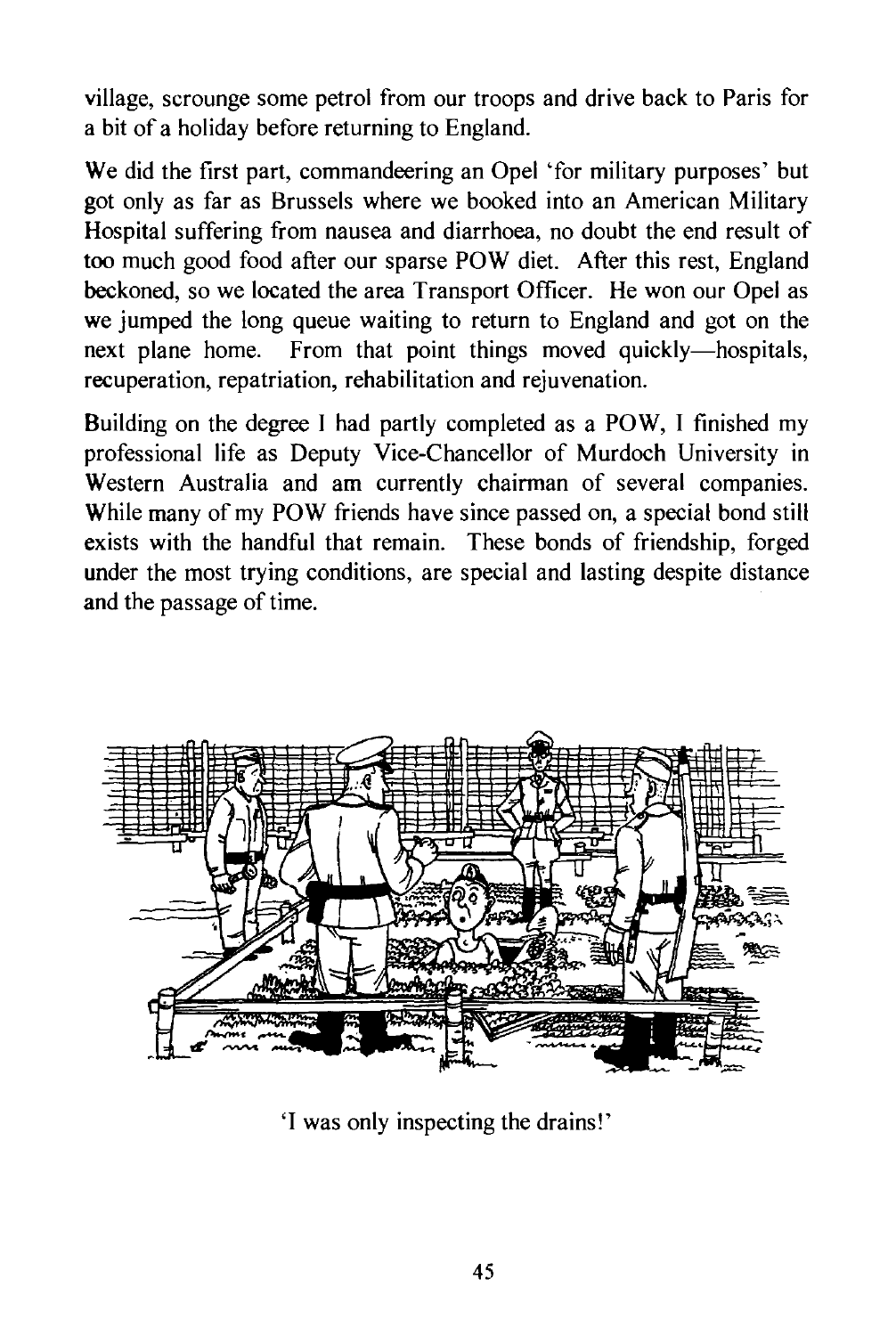village, scrounge some petrol from our troops and drive back to Paris for a bit of a holiday before returning to England.

We did the first part, commandeering an Opel 'for military purposes' but got only as far as Brussels where we booked into an American Military Hospital suffering from nausea and diarrhoea, no doubt the end result of too much good food after our sparse POW diet. After this rest, England beckoned, so we located the area Transport Officer. He won our Opel as we jumped the long queue waiting to return to England and got on the next plane home. From that point things moved quickly—hospitals, recuperation, repatriation, rehabilitation and rejuvenation.

Building on the degree I had partly completed as a POW, I finished my professional life as Deputy Vice-Chancellor of Murdoch University in Western Australia and am currently chairman of several companies. While many of my POW friends have since passed on, a special bond still exists with the handful that remain. These bonds of friendship, forged under the most trying conditions, are special and lasting despite distance and the passage of time.

'I was only inspecting the drains!'